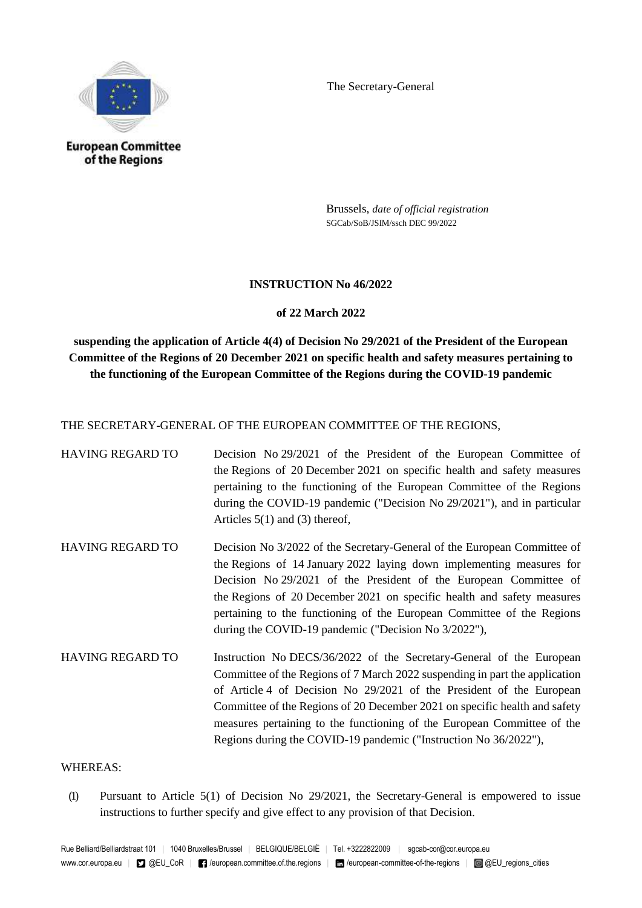European Committee of the Regions

The Secretary-General

Brussels, *date of official registration*
SGCab/SoB/JSIM/ssch DEC 99/2022

**INSTRUCTION No 46/2022**

**of 22 March 2022**

**suspending the application of Article 4(4) of Decision No 29/2021 of the President of the European Committee of the Regions of 20 December 2021 on specific health and safety measures pertaining to the functioning of the European Committee of the Regions during the COVID-19 pandemic**

THE SECRETARY-GENERAL OF THE EUROPEAN COMMITTEE OF THE REGIONS,

HAVING REGARD TO Decision No 29/2021 of the President of the European Committee of the Regions of 20 December 2021 on specific health and safety measures pertaining to the functioning of the European Committee of the Regions during the COVID-19 pandemic ("Decision No 29/2021"), and in particular Articles 5(1) and (3) thereof,

HAVING REGARD TO Decision No 3/2022 of the Secretary-General of the European Committee of the Regions of 14 January 2022 laying down implementing measures for Decision No 29/2021 of the President of the European Committee of the Regions of 20 December 2021 on specific health and safety measures pertaining to the functioning of the European Committee of the Regions during the COVID-19 pandemic ("Decision No 3/2022"),

HAVING REGARD TO Instruction No DECS/36/2022 of the Secretary-General of the European Committee of the Regions of 7 March 2022 suspending in part the application of Article 4 of Decision No 29/2021 of the President of the European Committee of the Regions of 20 December 2021 on specific health and safety measures pertaining to the functioning of the European Committee of the Regions during the COVID-19 pandemic ("Instruction No 36/2022"),

WHEREAS:

(1) Pursuant to Article 5(1) of Decision No 29/2021, the Secretary-General is empowered to issue instructions to further specify and give effect to any provision of that Decision.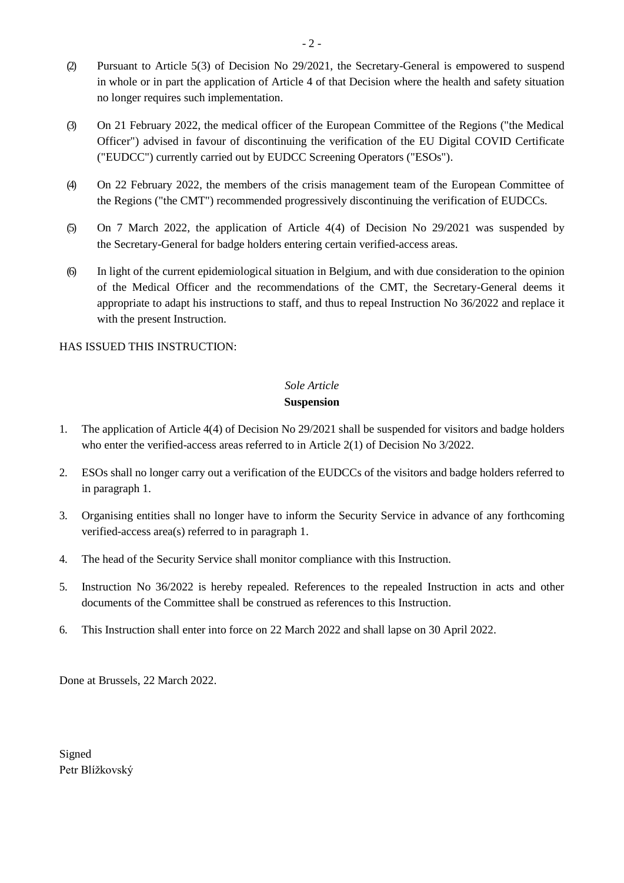(2) Pursuant to Article 5(3) of Decision No 29/2021, the Secretary-General is empowered to suspend in whole or in part the application of Article 4 of that Decision where the health and safety situation no longer requires such implementation.

(3) On 21 February 2022, the medical officer of the European Committee of the Regions ("the Medical Officer") advised in favour of discontinuing the verification of the EU Digital COVID Certificate ("EUDCC") currently carried out by EUDCC Screening Operators ("ESOs").

(4) On 22 February 2022, the members of the crisis management team of the European Committee of the Regions ("the CMT") recommended progressively discontinuing the verification of EUDCCs.

(5) On 7 March 2022, the application of Article 4(4) of Decision No 29/2021 was suspended by the Secretary-General for badge holders entering certain verified-access areas.

(6) In light of the current epidemiological situation in Belgium, and with due consideration to the opinion of the Medical Officer and the recommendations of the CMT, the Secretary-General deems it appropriate to adapt his instructions to staff, and thus to repeal Instruction No 36/2022 and replace it with the present Instruction.

HAS ISSUED THIS INSTRUCTION:

*Sole Article*

**Suspension**

1. The application of Article 4(4) of Decision No 29/2021 shall be suspended for visitors and badge holders who enter the verified-access areas referred to in Article 2(1) of Decision No 3/2022.

2. ESOs shall no longer carry out a verification of the EUDCCs of the visitors and badge holders referred to in paragraph 1.

3. Organising entities shall no longer have to inform the Security Service in advance of any forthcoming verified-access area(s) referred to in paragraph 1.

4. The head of the Security Service shall monitor compliance with this Instruction.

5. Instruction No 36/2022 is hereby repealed. References to the repealed Instruction in acts and other documents of the Committee shall be construed as references to this Instruction.

6. This Instruction shall enter into force on 22 March 2022 and shall lapse on 30 April 2022.

Done at Brussels, 22 March 2022.

Signed
Petr Blížkovský